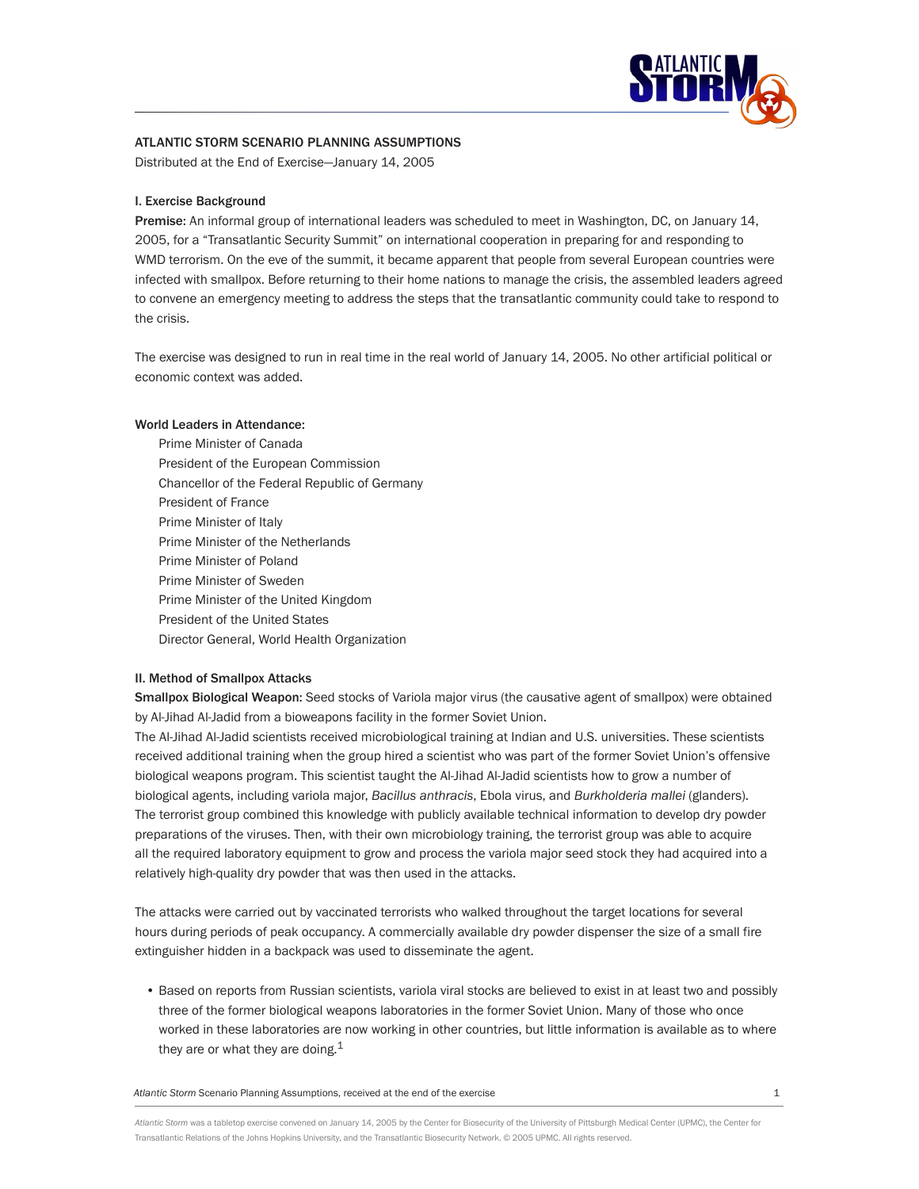## ATLANTIC STORM SCENARIO PLANNING ASSUMPTIONS

Distributed at the End of Exercise—January 14, 2005

### I. Exercise Background

**Premise:** An informal group of international leaders was scheduled to meet in Washington, DC, on January 14, 2005, for a "Transatlantic Security Summit" on international cooperation in preparing for and responding to WMD terrorism. On the eve of the summit, it became apparent that people from several European countries were infected with smallpox. Before returning to their home nations to manage the crisis, the assembled leaders agreed to convene an emergency meeting to address the steps that the transatlantic community could take to respond to the crisis.

The exercise was designed to run in real time in the real world of January 14, 2005. No other artificial political or economic context was added.

**World Leaders in Attendance:**

- Prime Minister of Canada
- President of the European Commission
- Chancellor of the Federal Republic of Germany
- President of France
- Prime Minister of Italy
- Prime Minister of the Netherlands
- Prime Minister of Poland
- Prime Minister of Sweden
- Prime Minister of the United Kingdom
- President of the United States
- Director General, World Health Organization

### II. Method of Smallpox Attacks

**Smallpox Biological Weapon:** Seed stocks of Variola major virus (the causative agent of smallpox) were obtained by Al-Jihad Al-Jadid from a bioweapons facility in the former Soviet Union.

The Al-Jihad Al-Jadid scientists received microbiological training at Indian and U.S. universities. These scientists received additional training when the group hired a scientist who was part of the former Soviet Union's offensive biological weapons program. This scientist taught the Al-Jihad Al-Jadid scientists how to grow a number of biological agents, including variola major, *Bacillus anthracis*, Ebola virus, and *Burkholderia mallei* (glanders). The terrorist group combined this knowledge with publicly available technical information to develop dry powder preparations of the viruses. Then, with their own microbiology training, the terrorist group was able to acquire all the required laboratory equipment to grow and process the variola major seed stock they had acquired into a relatively high-quality dry powder that was then used in the attacks.

The attacks were carried out by vaccinated terrorists who walked throughout the target locations for several hours during periods of peak occupancy. A commercially available dry powder dispenser the size of a small fire extinguisher hidden in a backpack was used to disseminate the agent.

- Based on reports from Russian scientists, variola viral stocks are believed to exist in at least two and possibly three of the former biological weapons laboratories in the former Soviet Union. Many of those who once worked in these laboratories are now working in other countries, but little information is available as to where they are or what they are doing.[1]

*Atlantic Storm* was a tabletop exercise convened on January 14, 2005 by the Center for Biosecurity of the University of Pittsburgh Medical Center (UPMC), the Center for Transatlantic Relations of the Johns Hopkins University, and the Transatlantic Biosecurity Network. © 2005 UPMC. All rights reserved.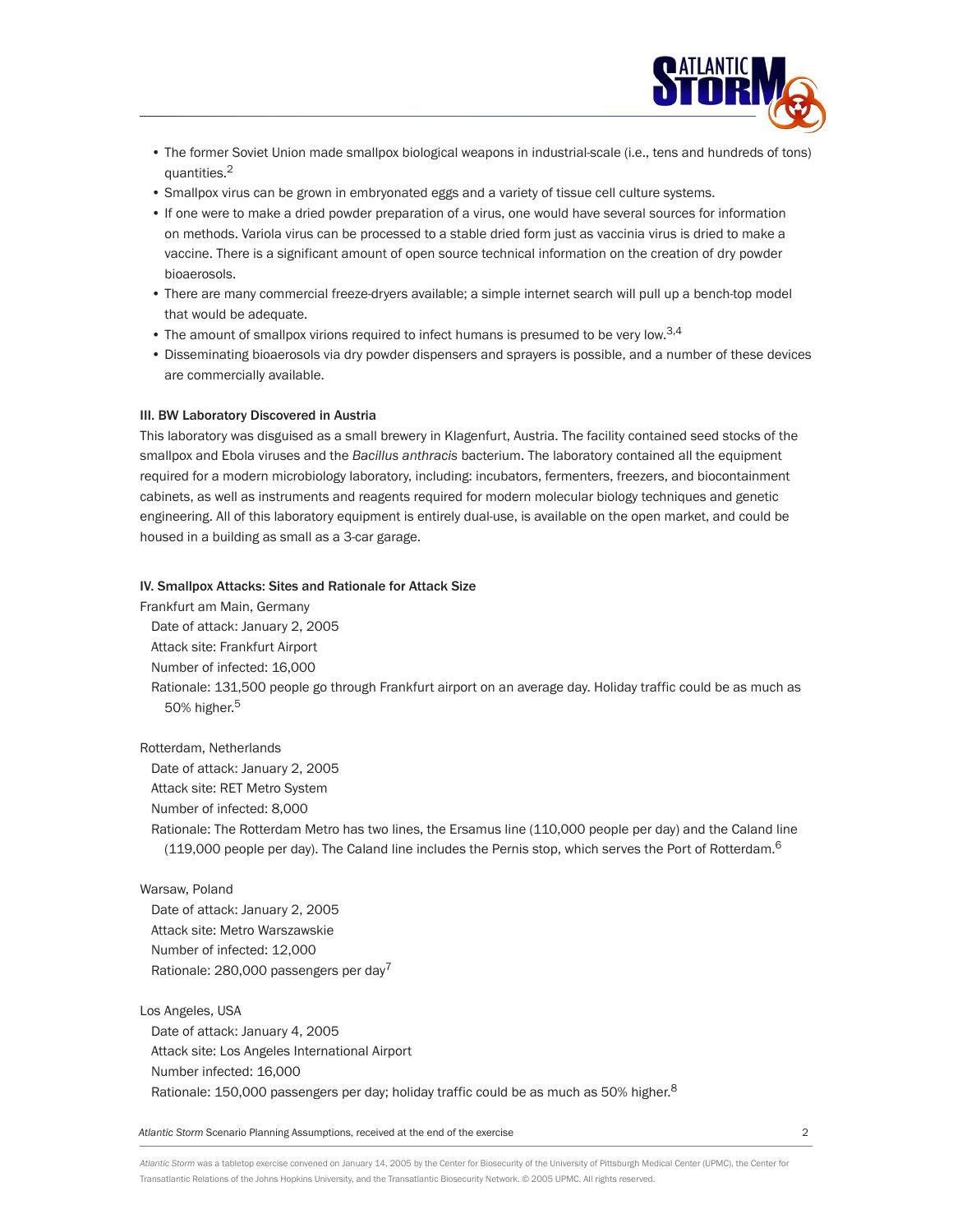- The former Soviet Union made smallpox biological weapons in industrial-scale (i.e., tens and hundreds of tons) quantities.[2]
- Smallpox virus can be grown in embryonated eggs and a variety of tissue cell culture systems.
- If one were to make a dried powder preparation of a virus, one would have several sources for information on methods. Variola virus can be processed to a stable dried form just as vaccinia virus is dried to make a vaccine. There is a significant amount of open source technical information on the creation of dry powder bioaerosols.
- There are many commercial freeze-dryers available; a simple internet search will pull up a bench-top model that would be adequate.
- The amount of smallpox virions required to infect humans is presumed to be very low.[3,4]
- Disseminating bioaerosols via dry powder dispensers and sprayers is possible, and a number of these devices are commercially available.

### III. BW Laboratory Discovered in Austria

This laboratory was disguised as a small brewery in Klagenfurt, Austria. The facility contained seed stocks of the smallpox and Ebola viruses and the *Bacillus anthracis* bacterium. The laboratory contained all the equipment required for a modern microbiology laboratory, including: incubators, fermenters, freezers, and biocontainment cabinets, as well as instruments and reagents required for modern molecular biology techniques and genetic engineering. All of this laboratory equipment is entirely dual-use, is available on the open market, and could be housed in a building as small as a 3-car garage.

### IV. Smallpox Attacks: Sites and Rationale for Attack Size

Frankfurt am Main, Germany
- Date of attack: January 2, 2005
- Attack site: Frankfurt Airport
- Number of infected: 16,000
- Rationale: 131,500 people go through Frankfurt airport on an average day. Holiday traffic could be as much as 50% higher.[5]

Rotterdam, Netherlands
- Date of attack: January 2, 2005
- Attack site: RET Metro System
- Number of infected: 8,000
- Rationale: The Rotterdam Metro has two lines, the Ersamus line (110,000 people per day) and the Caland line (119,000 people per day). The Caland line includes the Pernis stop, which serves the Port of Rotterdam.[6]

Warsaw, Poland
- Date of attack: January 2, 2005
- Attack site: Metro Warszawskie
- Number of infected: 12,000
- Rationale: 280,000 passengers per day[7]

Los Angeles, USA
- Date of attack: January 4, 2005
- Attack site: Los Angeles International Airport
- Number infected: 16,000
- Rationale: 150,000 passengers per day; holiday traffic could be as much as 50% higher.[8]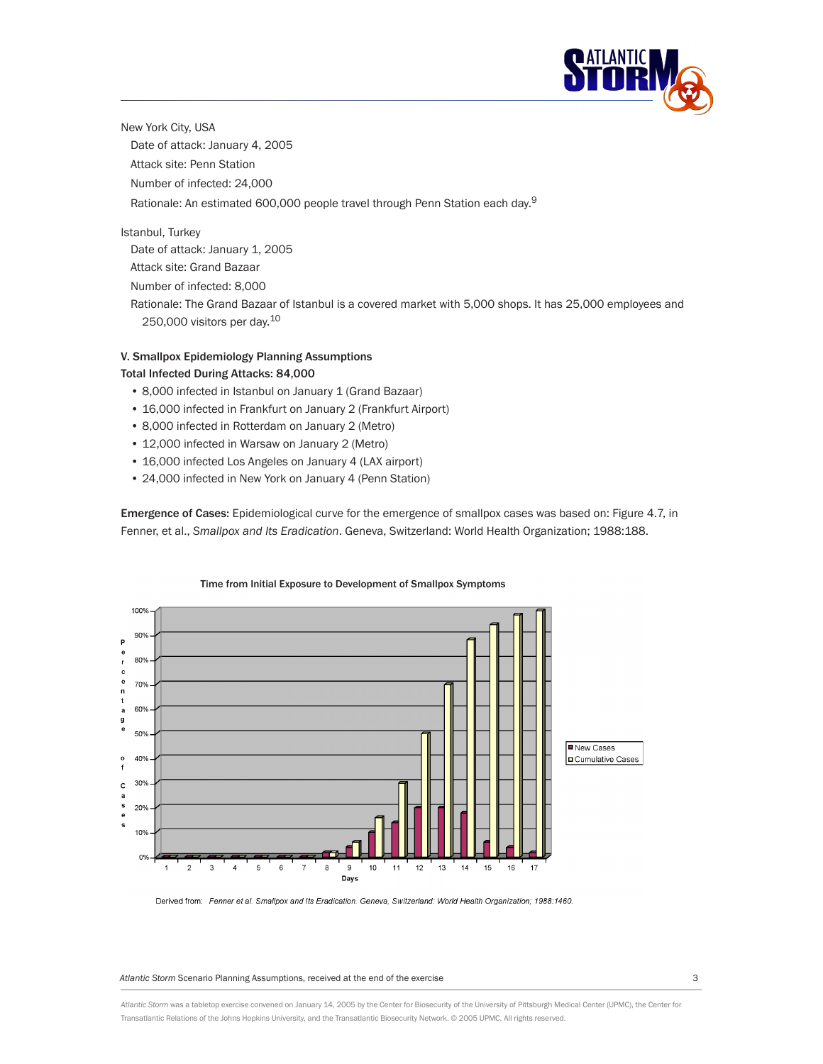New York City, USA

Date of attack: January 4, 2005

Attack site: Penn Station

Number of infected: 24,000

Rationale: An estimated 600,000 people travel through Penn Station each day.[9]

Istanbul, Turkey

Date of attack: January 1, 2005

Attack site: Grand Bazaar

Number of infected: 8,000

Rationale: The Grand Bazaar of Istanbul is a covered market with 5,000 shops. It has 25,000 employees and 250,000 visitors per day.[10]

### V. Smallpox Epidemiology Planning Assumptions

**Total Infected During Attacks: 84,000**

- 8,000 infected in Istanbul on January 1 (Grand Bazaar)
- 16,000 infected in Frankfurt on January 2 (Frankfurt Airport)
- 8,000 infected in Rotterdam on January 2 (Metro)
- 12,000 infected in Warsaw on January 2 (Metro)
- 16,000 infected Los Angeles on January 4 (LAX airport)
- 24,000 infected in New York on January 4 (Penn Station)

**Emergence of Cases:** Epidemiological curve for the emergence of smallpox cases was based on: Figure 4.7, in Fenner, et al., *Smallpox and Its Eradication*. Geneva, Switzerland: World Health Organization; 1988:188.

**Time from Initial Exposure to Development of Smallpox Symptoms**

Derived from: *Fenner et al. Smallpox and Its Eradication. Geneva, Switzerland: World Health Organization; 1988:1460.*

*Atlantic Storm* Scenario Planning Assumptions, received at the end of the exercise

*Atlantic Storm* was a tabletop exercise convened on January 14, 2005 by the Center for Biosecurity of the University of Pittsburgh Medical Center (UPMC), the Center for Transatlantic Relations of the Johns Hopkins University, and the Transatlantic Biosecurity Network. © 2005 UPMC. All rights reserved.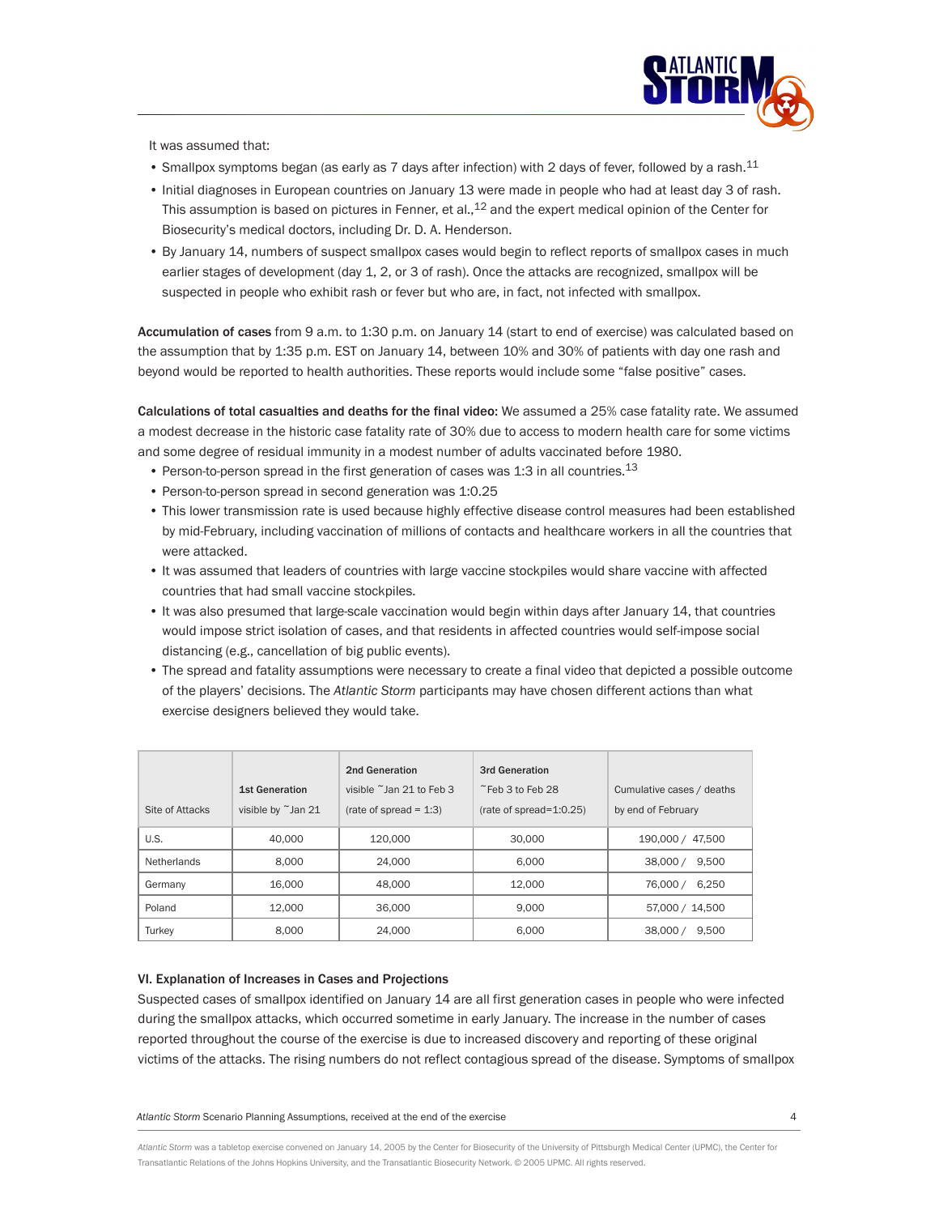It was assumed that:

- Smallpox symptoms began (as early as 7 days after infection) with 2 days of fever, followed by a rash.[11]
- Initial diagnoses in European countries on January 13 were made in people who had at least day 3 of rash. This assumption is based on pictures in Fenner, et al.,[12] and the expert medical opinion of the Center for Biosecurity's medical doctors, including Dr. D. A. Henderson.
- By January 14, numbers of suspect smallpox cases would begin to reflect reports of smallpox cases in much earlier stages of development (day 1, 2, or 3 of rash). Once the attacks are recognized, smallpox will be suspected in people who exhibit rash or fever but who are, in fact, not infected with smallpox.

**Accumulation of cases** from 9 a.m. to 1:30 p.m. on January 14 (start to end of exercise) was calculated based on the assumption that by 1:35 p.m. EST on January 14, between 10% and 30% of patients with day one rash and beyond would be reported to health authorities. These reports would include some "false positive" cases.

**Calculations of total casualties and deaths for the final video:** We assumed a 25% case fatality rate. We assumed a modest decrease in the historic case fatality rate of 30% due to access to modern health care for some victims and some degree of residual immunity in a modest number of adults vaccinated before 1980.

- Person-to-person spread in the first generation of cases was 1:3 in all countries.[13]
- Person-to-person spread in second generation was 1:0.25
- This lower transmission rate is used because highly effective disease control measures had been established by mid-February, including vaccination of millions of contacts and healthcare workers in all the countries that were attacked.
- It was assumed that leaders of countries with large vaccine stockpiles would share vaccine with affected countries that had small vaccine stockpiles.
- It was also presumed that large-scale vaccination would begin within days after January 14, that countries would impose strict isolation of cases, and that residents in affected countries would self-impose social distancing (e.g., cancellation of big public events).
- The spread and fatality assumptions were necessary to create a final video that depicted a possible outcome of the players' decisions. The *Atlantic Storm* participants may have chosen different actions than what exercise designers believed they would take.

| Site of Attacks | 1st Generation visible by ~Jan 21 | 2nd Generation visible ~Jan 21 to Feb 3 (rate of spread = 1:3) | 3rd Generation ~Feb 3 to Feb 28 (rate of spread=1:0.25) | Cumulative cases / deaths by end of February |
|---|---|---|---|---|
| U.S. | 40,000 | 120,000 | 30,000 | 190,000 / 47,500 |
| Netherlands | 8,000 | 24,000 | 6,000 | 38,000 / 9,500 |
| Germany | 16,000 | 48,000 | 12,000 | 76,000 / 6,250 |
| Poland | 12,000 | 36,000 | 9,000 | 57,000 / 14,500 |
| Turkey | 8,000 | 24,000 | 6,000 | 38,000 / 9,500 |

### VI. Explanation of Increases in Cases and Projections

Suspected cases of smallpox identified on January 14 are all first generation cases in people who were infected during the smallpox attacks, which occurred sometime in early January. The increase in the number of cases reported throughout the course of the exercise is due to increased discovery and reporting of these original victims of the attacks. The rising numbers do not reflect contagious spread of the disease. Symptoms of smallpox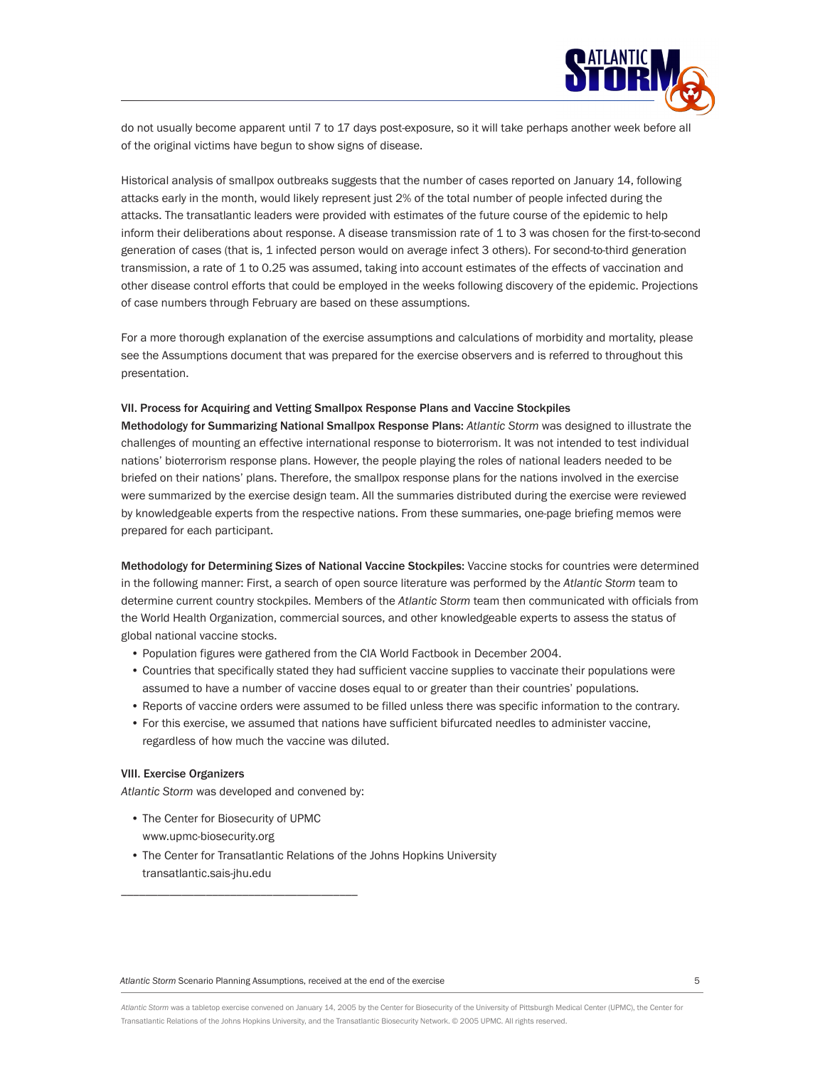do not usually become apparent until 7 to 17 days post-exposure, so it will take perhaps another week before all of the original victims have begun to show signs of disease.

Historical analysis of smallpox outbreaks suggests that the number of cases reported on January 14, following attacks early in the month, would likely represent just 2% of the total number of people infected during the attacks. The transatlantic leaders were provided with estimates of the future course of the epidemic to help inform their deliberations about response. A disease transmission rate of 1 to 3 was chosen for the first-to-second generation of cases (that is, 1 infected person would on average infect 3 others). For second-to-third generation transmission, a rate of 1 to 0.25 was assumed, taking into account estimates of the effects of vaccination and other disease control efforts that could be employed in the weeks following discovery of the epidemic. Projections of case numbers through February are based on these assumptions.

For a more thorough explanation of the exercise assumptions and calculations of morbidity and mortality, please see the Assumptions document that was prepared for the exercise observers and is referred to throughout this presentation.

### VII. Process for Acquiring and Vetting Smallpox Response Plans and Vaccine Stockpiles

**Methodology for Summarizing National Smallpox Response Plans:** *Atlantic Storm* was designed to illustrate the challenges of mounting an effective international response to bioterrorism. It was not intended to test individual nations' bioterrorism response plans. However, the people playing the roles of national leaders needed to be briefed on their nations' plans. Therefore, the smallpox response plans for the nations involved in the exercise were summarized by the exercise design team. All the summaries distributed during the exercise were reviewed by knowledgeable experts from the respective nations. From these summaries, one-page briefing memos were prepared for each participant.

**Methodology for Determining Sizes of National Vaccine Stockpiles:** Vaccine stocks for countries were determined in the following manner: First, a search of open source literature was performed by the *Atlantic Storm* team to determine current country stockpiles. Members of the *Atlantic Storm* team then communicated with officials from the World Health Organization, commercial sources, and other knowledgeable experts to assess the status of global national vaccine stocks.

- Population figures were gathered from the CIA World Factbook in December 2004.
- Countries that specifically stated they had sufficient vaccine supplies to vaccinate their populations were assumed to have a number of vaccine doses equal to or greater than their countries' populations.
- Reports of vaccine orders were assumed to be filled unless there was specific information to the contrary.
- For this exercise, we assumed that nations have sufficient bifurcated needles to administer vaccine, regardless of how much the vaccine was diluted.

### VIII. Exercise Organizers

*Atlantic Storm* was developed and convened by:

- The Center for Biosecurity of UPMC
  www.upmc-biosecurity.org
- The Center for Transatlantic Relations of the Johns Hopkins University
  transatlantic.sais-jhu.edu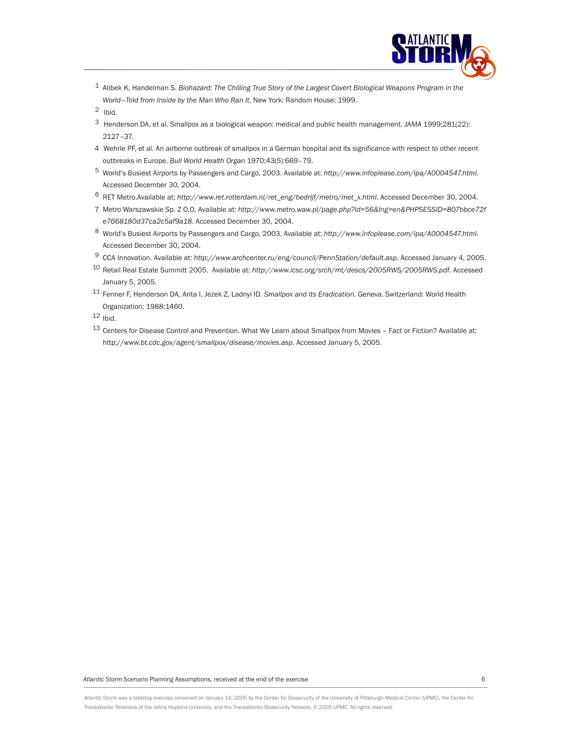[1] Alibek K, Handelman S. *Biohazard: The Chilling True Story of the Largest Covert Biological Weapons Program in the World—Told from Inside by the Man Who Ran It*. New York: Random House; 1999.

[2] Ibid.

[3] Henderson DA, et al. Smallpox as a biological weapon: medical and public health management. *JAMA* 1999;281(22): 2127–37.

4 Wehrle PF, et al. An airborne outbreak of smallpox in a German hospital and its significance with respect to other recent outbreaks in Europe. *Bull World Health Organ* 1970;43(5):669–79.

[5] World's Busiest Airports by Passengers and Cargo, 2003. Available at: *http://www.infoplease.com/ipa/A0004547.html*. Accessed December 30, 2004.

[6] RET Metro.Available at: *http://www.ret.rotterdam.nl/ret_eng/bedrijf/metro/met_x.html*. Accessed December 30, 2004.

7 Metro Warszawskie Sp. Z O.O. Available at: *http://www.metro.waw.pl/page.php?id=56&lng=en&PHPSESSID=807bbce72fe7668180d37ca2c5af9a18*. Accessed December 30, 2004.

[8] World's Busiest Airports by Passengers and Cargo, 2003. Available at: *http://www.infoplease.com/ipa/A0004547.html*. Accessed December 30, 2004.

[9] CCA Innovation. Available at: *http://www.archcenter.ru/eng/council/PennStation/default.asp*. Accessed January 4, 2005.

[10] Retail Real Estate Summitt 2005. Available at: *http://www.icsc.org/srch/mt/descs/2005RWS/2005RWS.pdf*. Accessed January 5, 2005.

[11] Fenner F, Henderson DA, Arita I, Jezek Z, Ladnyi ID. *Smallpox and Its Eradication*. Geneva, Switzerland: World Health Organization; 1988:1460.

[12] Ibid.

[13] Centers for Disease Control and Prevention. What We Learn about Smallpox from Movies – Fact or Fiction? Available at: http://*www.bt.cdc.gov/agent/smallpox/disease/movies.asp*. Accessed January 5, 2005.